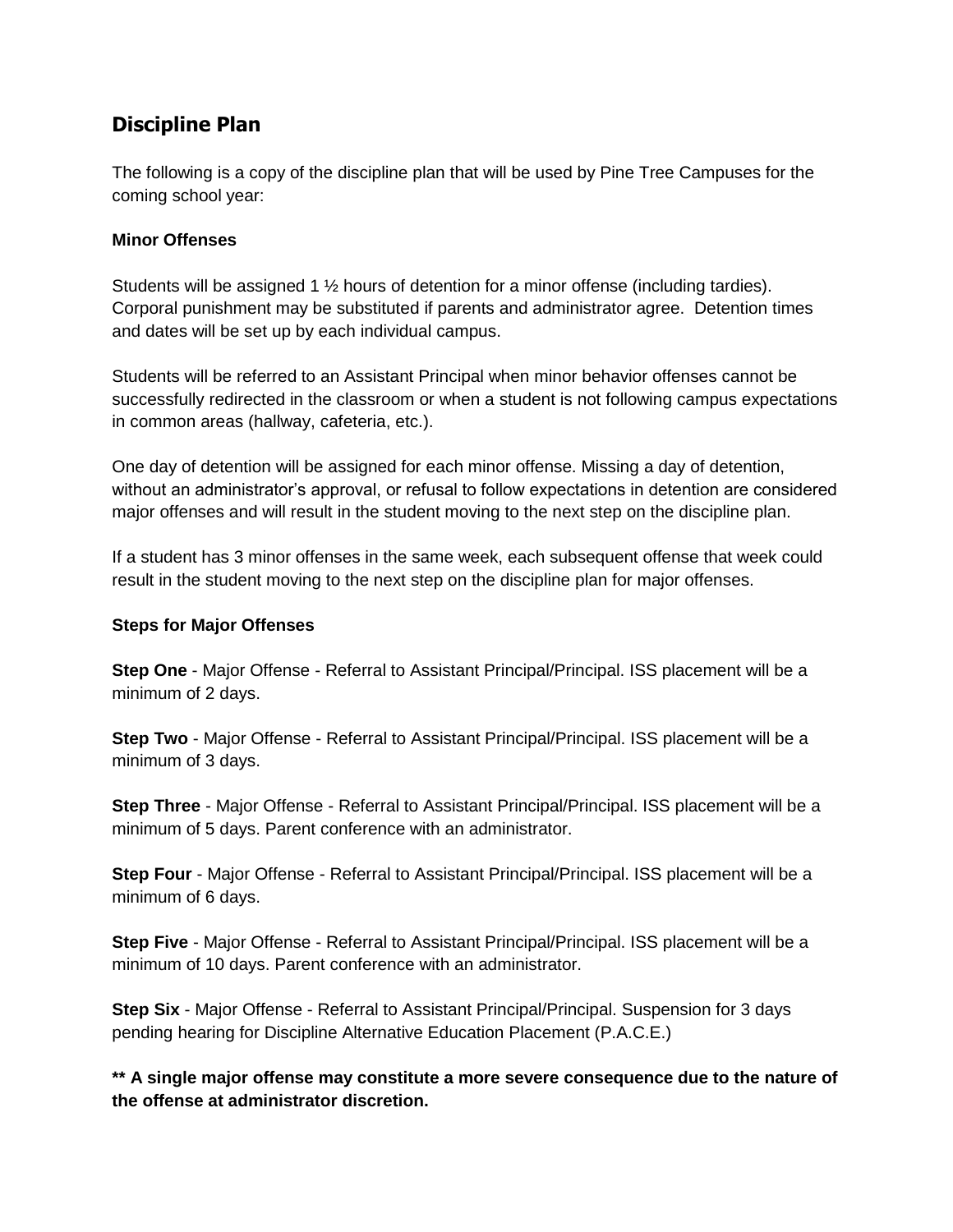## Discipline Plan

The following is a copy of the discipline plan that will be used by Pine Tree Campuses for the coming school year:

### Minor Offenses

Students will be assigned 1 ½ hours of detention for a minor offense (including tardies). Corporal punishment may be substituted if parents and administrator agree. Detention times and dates will be set up by each individual campus.

Students will be referred to an Assistant Principal when minor behavior offenses cannot be successfully redirected in the classroom or when a student is not following campus expectations in common areas (hallway, cafeteria, etc.).

One day of detention will be assigned for each minor offense. Missing a day of detention, without an administrator's approval, or refusal to follow expectations in detention are considered major offenses and will result in the student moving to the next step on the discipline plan.

If a student has 3 minor offenses in the same week, each subsequent offense that week could result in the student moving to the next step on the discipline plan for major offenses.

### Steps for Major Offenses

**Step One** - Major Offense - Referral to Assistant Principal/Principal. ISS placement will be a minimum of 2 days.

**Step Two** - Major Offense - Referral to Assistant Principal/Principal. ISS placement will be a minimum of 3 days.

**Step Three** - Major Offense - Referral to Assistant Principal/Principal. ISS placement will be a minimum of 5 days. Parent conference with an administrator.

**Step Four** - Major Offense - Referral to Assistant Principal/Principal. ISS placement will be a minimum of 6 days.

**Step Five** - Major Offense - Referral to Assistant Principal/Principal. ISS placement will be a minimum of 10 days. Parent conference with an administrator.

**Step Six** - Major Offense - Referral to Assistant Principal/Principal. Suspension for 3 days pending hearing for Discipline Alternative Education Placement (P.A.C.E.)

**** A single major offense may constitute a more severe consequence due to the nature of the offense at administrator discretion.**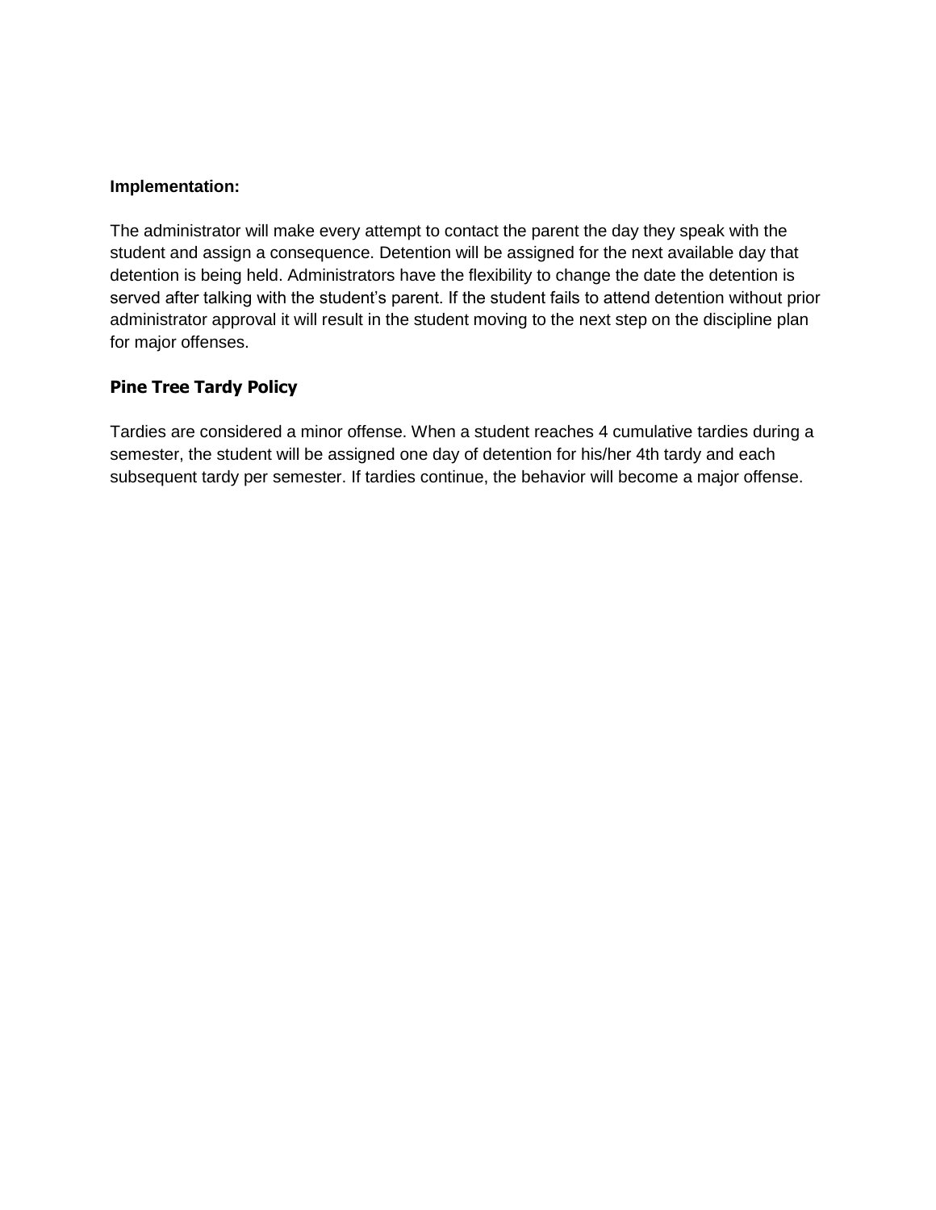**Implementation:**

The administrator will make every attempt to contact the parent the day they speak with the student and assign a consequence. Detention will be assigned for the next available day that detention is being held. Administrators have the flexibility to change the date the detention is served after talking with the student's parent. If the student fails to attend detention without prior administrator approval it will result in the student moving to the next step on the discipline plan for major offenses.

## Pine Tree Tardy Policy

Tardies are considered a minor offense. When a student reaches 4 cumulative tardies during a semester, the student will be assigned one day of detention for his/her 4th tardy and each subsequent tardy per semester. If tardies continue, the behavior will become a major offense.